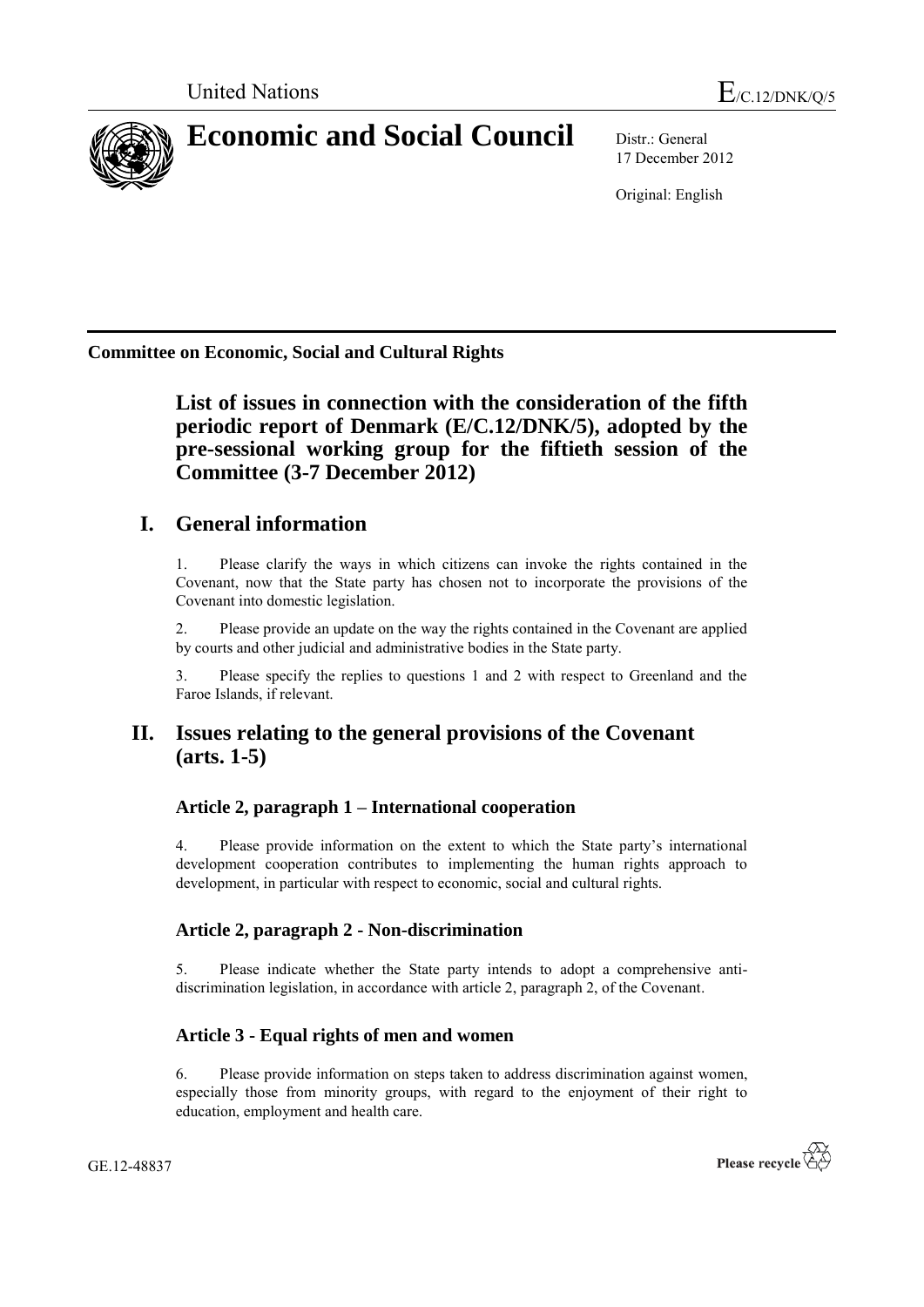United Nations E/C.12/DNK/Q/5

# Economic and Social Council

Distr.: General
17 December 2012

Original: English

**Committee on Economic, Social and Cultural Rights**

## List of issues in connection with the consideration of the fifth periodic report of Denmark (E/C.12/DNK/5), adopted by the pre-sessional working group for the fiftieth session of the Committee (3-7 December 2012)

## I. General information

1. Please clarify the ways in which citizens can invoke the rights contained in the Covenant, now that the State party has chosen not to incorporate the provisions of the Covenant into domestic legislation.

2. Please provide an update on the way the rights contained in the Covenant are applied by courts and other judicial and administrative bodies in the State party.

3. Please specify the replies to questions 1 and 2 with respect to Greenland and the Faroe Islands, if relevant.

## II. Issues relating to the general provisions of the Covenant (arts. 1-5)

### Article 2, paragraph 1 – International cooperation

4. Please provide information on the extent to which the State party's international development cooperation contributes to implementing the human rights approach to development, in particular with respect to economic, social and cultural rights.

### Article 2, paragraph 2 - Non-discrimination

5. Please indicate whether the State party intends to adopt a comprehensive anti-discrimination legislation, in accordance with article 2, paragraph 2, of the Covenant.

### Article 3 - Equal rights of men and women

6. Please provide information on steps taken to address discrimination against women, especially those from minority groups, with regard to the enjoyment of their right to education, employment and health care.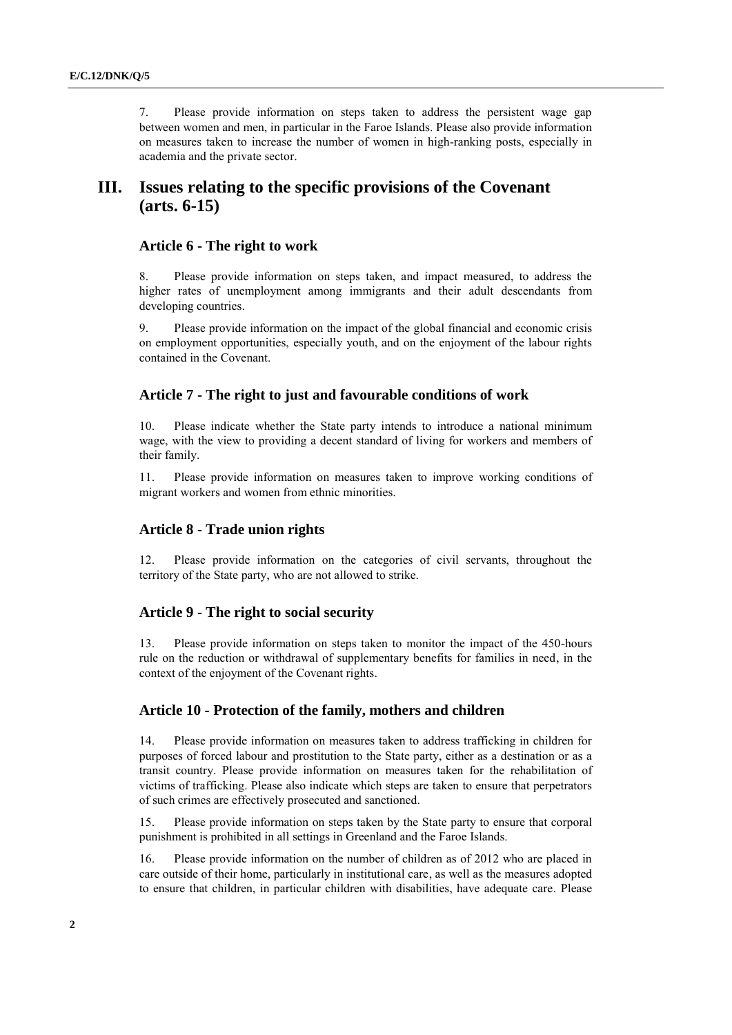7. Please provide information on steps taken to address the persistent wage gap between women and men, in particular in the Faroe Islands. Please also provide information on measures taken to increase the number of women in high-ranking posts, especially in academia and the private sector.

# III. Issues relating to the specific provisions of the Covenant (arts. 6-15)

### Article 6 - The right to work

8. Please provide information on steps taken, and impact measured, to address the higher rates of unemployment among immigrants and their adult descendants from developing countries.

9. Please provide information on the impact of the global financial and economic crisis on employment opportunities, especially youth, and on the enjoyment of the labour rights contained in the Covenant.

### Article 7 - The right to just and favourable conditions of work

10. Please indicate whether the State party intends to introduce a national minimum wage, with the view to providing a decent standard of living for workers and members of their family.

11. Please provide information on measures taken to improve working conditions of migrant workers and women from ethnic minorities.

### Article 8 - Trade union rights

12. Please provide information on the categories of civil servants, throughout the territory of the State party, who are not allowed to strike.

### Article 9 - The right to social security

13. Please provide information on steps taken to monitor the impact of the 450-hours rule on the reduction or withdrawal of supplementary benefits for families in need, in the context of the enjoyment of the Covenant rights.

### Article 10 - Protection of the family, mothers and children

14. Please provide information on measures taken to address trafficking in children for purposes of forced labour and prostitution to the State party, either as a destination or as a transit country. Please provide information on measures taken for the rehabilitation of victims of trafficking. Please also indicate which steps are taken to ensure that perpetrators of such crimes are effectively prosecuted and sanctioned.

15. Please provide information on steps taken by the State party to ensure that corporal punishment is prohibited in all settings in Greenland and the Faroe Islands.

16. Please provide information on the number of children as of 2012 who are placed in care outside of their home, particularly in institutional care, as well as the measures adopted to ensure that children, in particular children with disabilities, have adequate care. Please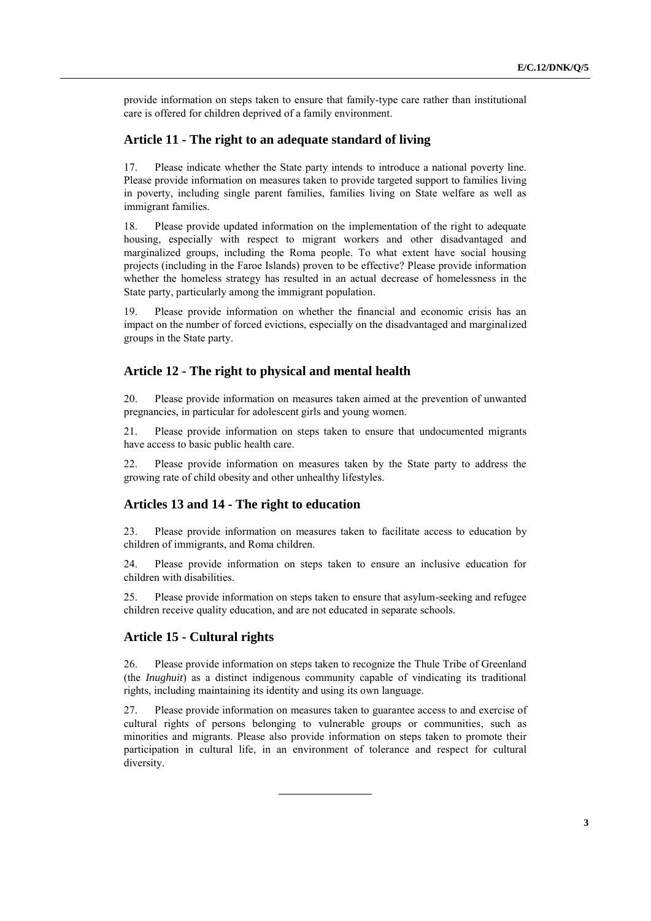provide information on steps taken to ensure that family-type care rather than institutional care is offered for children deprived of a family environment.

## Article 11 - The right to an adequate standard of living

17. Please indicate whether the State party intends to introduce a national poverty line. Please provide information on measures taken to provide targeted support to families living in poverty, including single parent families, families living on State welfare as well as immigrant families.

18. Please provide updated information on the implementation of the right to adequate housing, especially with respect to migrant workers and other disadvantaged and marginalized groups, including the Roma people. To what extent have social housing projects (including in the Faroe Islands) proven to be effective? Please provide information whether the homeless strategy has resulted in an actual decrease of homelessness in the State party, particularly among the immigrant population.

19. Please provide information on whether the financial and economic crisis has an impact on the number of forced evictions, especially on the disadvantaged and marginalized groups in the State party.

## Article 12 - The right to physical and mental health

20. Please provide information on measures taken aimed at the prevention of unwanted pregnancies, in particular for adolescent girls and young women.

21. Please provide information on steps taken to ensure that undocumented migrants have access to basic public health care.

22. Please provide information on measures taken by the State party to address the growing rate of child obesity and other unhealthy lifestyles.

## Articles 13 and 14 - The right to education

23. Please provide information on measures taken to facilitate access to education by children of immigrants, and Roma children.

24. Please provide information on steps taken to ensure an inclusive education for children with disabilities.

25. Please provide information on steps taken to ensure that asylum-seeking and refugee children receive quality education, and are not educated in separate schools.

## Article 15 - Cultural rights

26. Please provide information on steps taken to recognize the Thule Tribe of Greenland (the *Inughuit*) as a distinct indigenous community capable of vindicating its traditional rights, including maintaining its identity and using its own language.

27. Please provide information on measures taken to guarantee access to and exercise of cultural rights of persons belonging to vulnerable groups or communities, such as minorities and migrants. Please also provide information on steps taken to promote their participation in cultural life, in an environment of tolerance and respect for cultural diversity.